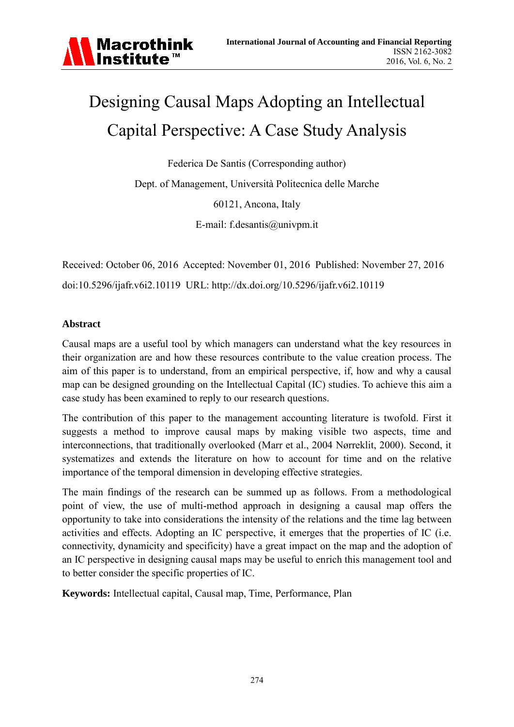# Designing Causal Maps Adopting an Intellectual Capital Perspective: A Case Study Analysis

Federica De Santis (Corresponding author)

Dept. of Management, Università Politecnica delle Marche

60121, Ancona, Italy

E-mail: f.desantis@univpm.it

Received: October 06, 2016 Accepted: November 01, 2016 Published: November 27, 2016

doi:10.5296/ijafr.v6i2.10119 URL: http://dx.doi.org/10.5296/ijafr.v6i2.10119

## Abstract

Causal maps are a useful tool by which managers can understand what the key resources in their organization are and how these resources contribute to the value creation process. The aim of this paper is to understand, from an empirical perspective, if, how and why a causal map can be designed grounding on the Intellectual Capital (IC) studies. To achieve this aim a case study has been examined to reply to our research questions.

The contribution of this paper to the management accounting literature is twofold. First it suggests a method to improve causal maps by making visible two aspects, time and interconnections, that traditionally overlooked (Marr et al., 2004 Nørreklit, 2000). Second, it systematizes and extends the literature on how to account for time and on the relative importance of the temporal dimension in developing effective strategies.

The main findings of the research can be summed up as follows. From a methodological point of view, the use of multi-method approach in designing a causal map offers the opportunity to take into considerations the intensity of the relations and the time lag between activities and effects. Adopting an IC perspective, it emerges that the properties of IC (i.e. connectivity, dynamicity and specificity) have a great impact on the map and the adoption of an IC perspective in designing causal maps may be useful to enrich this management tool and to better consider the specific properties of IC.

**Keywords:** Intellectual capital, Causal map, Time, Performance, Plan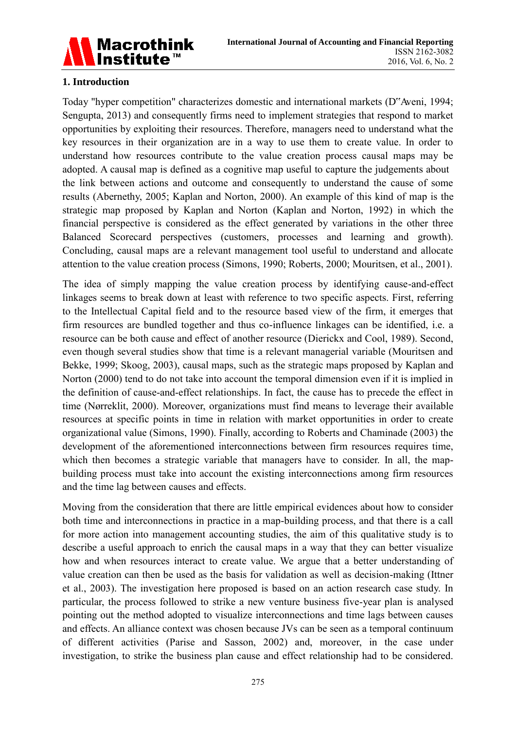## 1. Introduction

Today "hyper competition" characterizes domestic and international markets (D"Aveni, 1994; Sengupta, 2013) and consequently firms need to implement strategies that respond to market opportunities by exploiting their resources. Therefore, managers need to understand what the key resources in their organization are in a way to use them to create value. In order to understand how resources contribute to the value creation process causal maps may be adopted. A causal map is defined as a cognitive map useful to capture the judgements about the link between actions and outcome and consequently to understand the cause of some results (Abernethy, 2005; Kaplan and Norton, 2000). An example of this kind of map is the strategic map proposed by Kaplan and Norton (Kaplan and Norton, 1992) in which the financial perspective is considered as the effect generated by variations in the other three Balanced Scorecard perspectives (customers, processes and learning and growth). Concluding, causal maps are a relevant management tool useful to understand and allocate attention to the value creation process (Simons, 1990; Roberts, 2000; Mouritsen, et al., 2001).

The idea of simply mapping the value creation process by identifying cause-and-effect linkages seems to break down at least with reference to two specific aspects. First, referring to the Intellectual Capital field and to the resource based view of the firm, it emerges that firm resources are bundled together and thus co-influence linkages can be identified, i.e. a resource can be both cause and effect of another resource (Dierickx and Cool, 1989). Second, even though several studies show that time is a relevant managerial variable (Mouritsen and Bekke, 1999; Skoog, 2003), causal maps, such as the strategic maps proposed by Kaplan and Norton (2000) tend to do not take into account the temporal dimension even if it is implied in the definition of cause-and-effect relationships. In fact, the cause has to precede the effect in time (Nørreklit, 2000). Moreover, organizations must find means to leverage their available resources at specific points in time in relation with market opportunities in order to create organizational value (Simons, 1990). Finally, according to Roberts and Chaminade (2003) the development of the aforementioned interconnections between firm resources requires time, which then becomes a strategic variable that managers have to consider. In all, the map-building process must take into account the existing interconnections among firm resources and the time lag between causes and effects.

Moving from the consideration that there are little empirical evidences about how to consider both time and interconnections in practice in a map-building process, and that there is a call for more action into management accounting studies, the aim of this qualitative study is to describe a useful approach to enrich the causal maps in a way that they can better visualize how and when resources interact to create value. We argue that a better understanding of value creation can then be used as the basis for validation as well as decision-making (Ittner et al., 2003). The investigation here proposed is based on an action research case study. In particular, the process followed to strike a new venture business five-year plan is analysed pointing out the method adopted to visualize interconnections and time lags between causes and effects. An alliance context was chosen because JVs can be seen as a temporal continuum of different activities (Parise and Sasson, 2002) and, moreover, in the case under investigation, to strike the business plan cause and effect relationship had to be considered.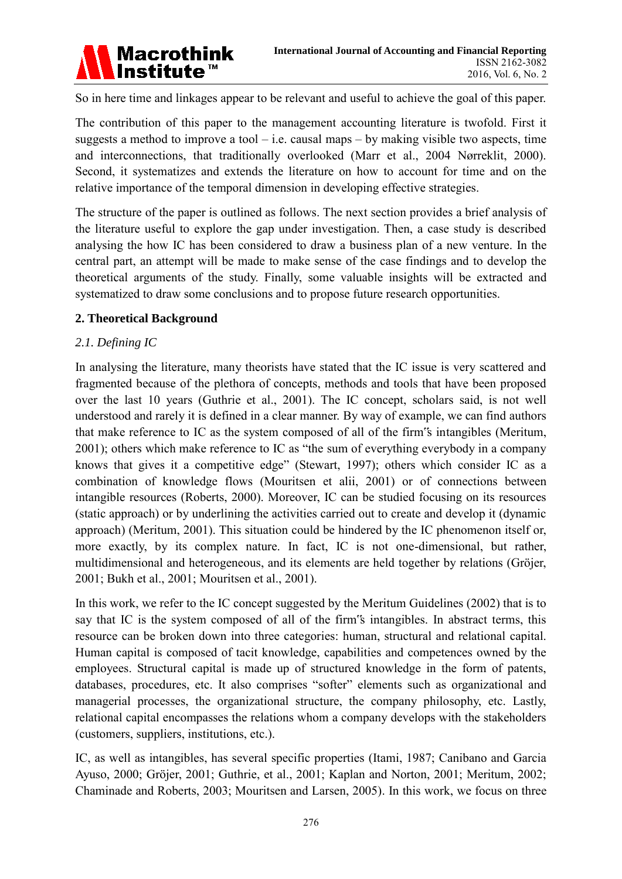So in here time and linkages appear to be relevant and useful to achieve the goal of this paper.

The contribution of this paper to the management accounting literature is twofold. First it suggests a method to improve a tool – i.e. causal maps – by making visible two aspects, time and interconnections, that traditionally overlooked (Marr et al., 2004 Nørreklit, 2000). Second, it systematizes and extends the literature on how to account for time and on the relative importance of the temporal dimension in developing effective strategies.

The structure of the paper is outlined as follows. The next section provides a brief analysis of the literature useful to explore the gap under investigation. Then, a case study is described analysing the how IC has been considered to draw a business plan of a new venture. In the central part, an attempt will be made to make sense of the case findings and to develop the theoretical arguments of the study. Finally, some valuable insights will be extracted and systematized to draw some conclusions and to propose future research opportunities.

## 2. Theoretical Background

### *2.1. Defining IC*

In analysing the literature, many theorists have stated that the IC issue is very scattered and fragmented because of the plethora of concepts, methods and tools that have been proposed over the last 10 years (Guthrie et al., 2001). The IC concept, scholars said, is not well understood and rarely it is defined in a clear manner. By way of example, we can find authors that make reference to IC as the system composed of all of the firm‟s intangibles (Meritum, 2001); others which make reference to IC as "the sum of everything everybody in a company knows that gives it a competitive edge" (Stewart, 1997); others which consider IC as a combination of knowledge flows (Mouritsen et alii, 2001) or of connections between intangible resources (Roberts, 2000). Moreover, IC can be studied focusing on its resources (static approach) or by underlining the activities carried out to create and develop it (dynamic approach) (Meritum, 2001). This situation could be hindered by the IC phenomenon itself or, more exactly, by its complex nature. In fact, IC is not one-dimensional, but rather, multidimensional and heterogeneous, and its elements are held together by relations (Gröjer, 2001; Bukh et al., 2001; Mouritsen et al., 2001).

In this work, we refer to the IC concept suggested by the Meritum Guidelines (2002) that is to say that IC is the system composed of all of the firm‟s intangibles. In abstract terms, this resource can be broken down into three categories: human, structural and relational capital. Human capital is composed of tacit knowledge, capabilities and competences owned by the employees. Structural capital is made up of structured knowledge in the form of patents, databases, procedures, etc. It also comprises "softer" elements such as organizational and managerial processes, the organizational structure, the company philosophy, etc. Lastly, relational capital encompasses the relations whom a company develops with the stakeholders (customers, suppliers, institutions, etc.).

IC, as well as intangibles, has several specific properties (Itami, 1987; Canibano and Garcia Ayuso, 2000; Gröjer, 2001; Guthrie, et al., 2001; Kaplan and Norton, 2001; Meritum, 2002; Chaminade and Roberts, 2003; Mouritsen and Larsen, 2005). In this work, we focus on three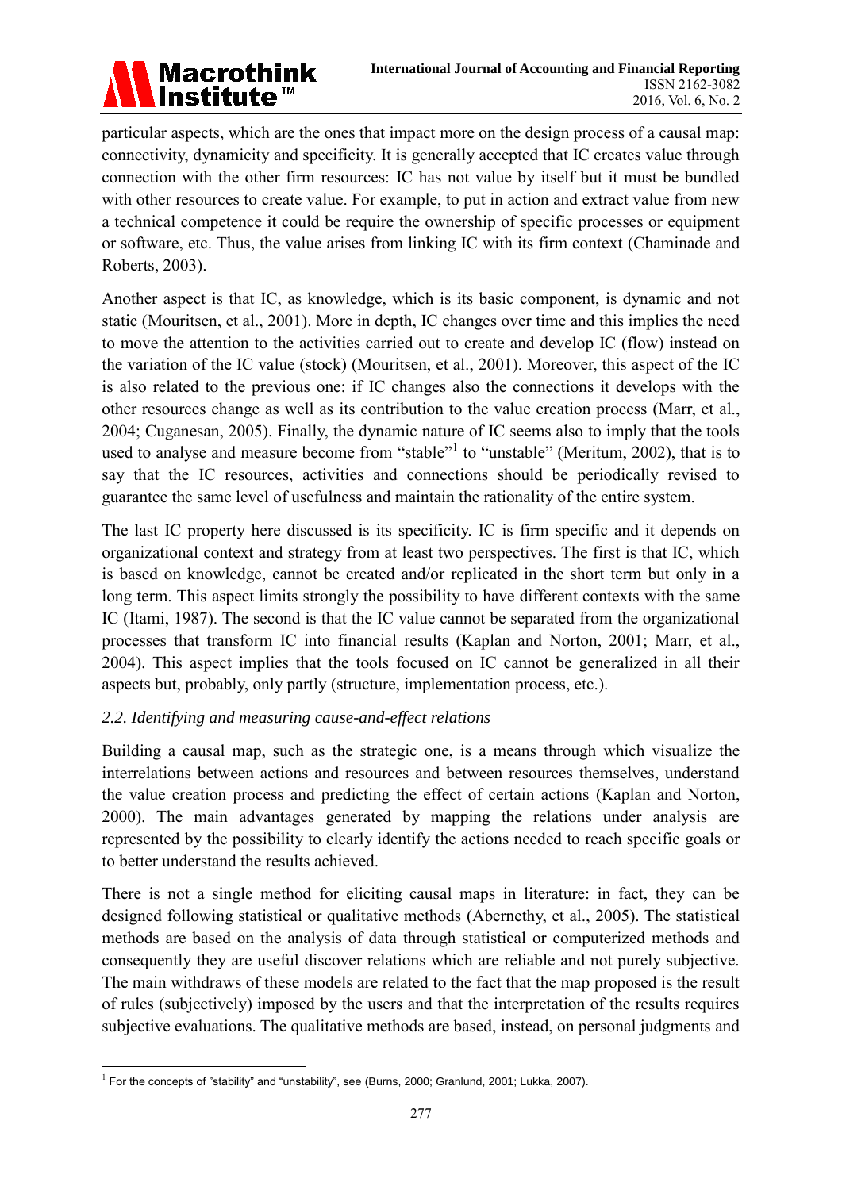particular aspects, which are the ones that impact more on the design process of a causal map: connectivity, dynamicity and specificity. It is generally accepted that IC creates value through connection with the other firm resources: IC has not value by itself but it must be bundled with other resources to create value. For example, to put in action and extract value from new a technical competence it could be require the ownership of specific processes or equipment or software, etc. Thus, the value arises from linking IC with its firm context (Chaminade and Roberts, 2003).

Another aspect is that IC, as knowledge, which is its basic component, is dynamic and not static (Mouritsen, et al., 2001). More in depth, IC changes over time and this implies the need to move the attention to the activities carried out to create and develop IC (flow) instead on the variation of the IC value (stock) (Mouritsen, et al., 2001). Moreover, this aspect of the IC is also related to the previous one: if IC changes also the connections it develops with the other resources change as well as its contribution to the value creation process (Marr, et al., 2004; Cuganesan, 2005). Finally, the dynamic nature of IC seems also to imply that the tools used to analyse and measure become from "stable"[1] to "unstable" (Meritum, 2002), that is to say that the IC resources, activities and connections should be periodically revised to guarantee the same level of usefulness and maintain the rationality of the entire system.

The last IC property here discussed is its specificity. IC is firm specific and it depends on organizational context and strategy from at least two perspectives. The first is that IC, which is based on knowledge, cannot be created and/or replicated in the short term but only in a long term. This aspect limits strongly the possibility to have different contexts with the same IC (Itami, 1987). The second is that the IC value cannot be separated from the organizational processes that transform IC into financial results (Kaplan and Norton, 2001; Marr, et al., 2004). This aspect implies that the tools focused on IC cannot be generalized in all their aspects but, probably, only partly (structure, implementation process, etc.).

### *2.2. Identifying and measuring cause-and-effect relations*

Building a causal map, such as the strategic one, is a means through which visualize the interrelations between actions and resources and between resources themselves, understand the value creation process and predicting the effect of certain actions (Kaplan and Norton, 2000). The main advantages generated by mapping the relations under analysis are represented by the possibility to clearly identify the actions needed to reach specific goals or to better understand the results achieved.

There is not a single method for eliciting causal maps in literature: in fact, they can be designed following statistical or qualitative methods (Abernethy, et al., 2005). The statistical methods are based on the analysis of data through statistical or computerized methods and consequently they are useful discover relations which are reliable and not purely subjective. The main withdraws of these models are related to the fact that the map proposed is the result of rules (subjectively) imposed by the users and that the interpretation of the results requires subjective evaluations. The qualitative methods are based, instead, on personal judgments and

---

[1] For the concepts of "stability" and "unstability", see (Burns, 2000; Granlund, 2001; Lukka, 2007).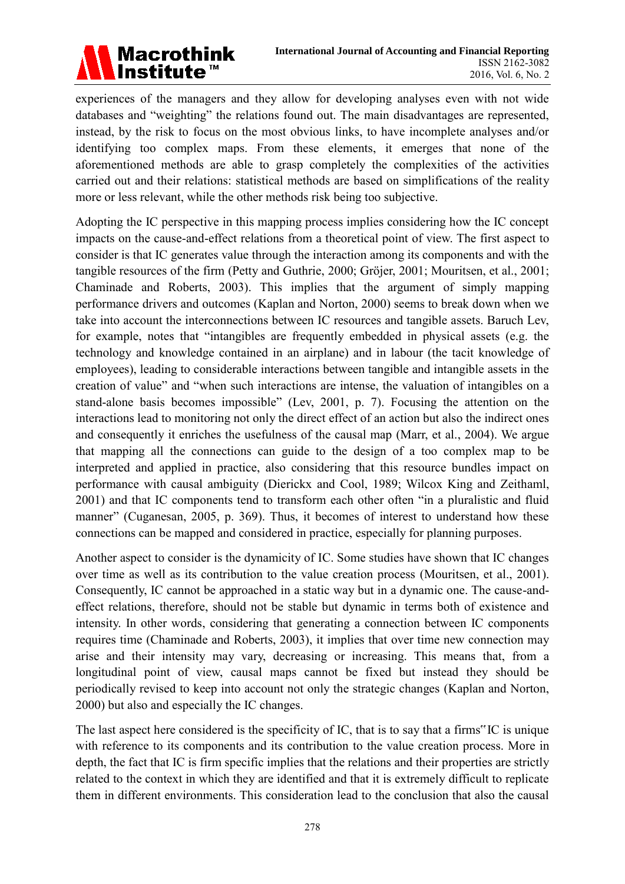experiences of the managers and they allow for developing analyses even with not wide databases and "weighting" the relations found out. The main disadvantages are represented, instead, by the risk to focus on the most obvious links, to have incomplete analyses and/or identifying too complex maps. From these elements, it emerges that none of the aforementioned methods are able to grasp completely the complexities of the activities carried out and their relations: statistical methods are based on simplifications of the reality more or less relevant, while the other methods risk being too subjective.

Adopting the IC perspective in this mapping process implies considering how the IC concept impacts on the cause-and-effect relations from a theoretical point of view. The first aspect to consider is that IC generates value through the interaction among its components and with the tangible resources of the firm (Petty and Guthrie, 2000; Gröjer, 2001; Mouritsen, et al., 2001; Chaminade and Roberts, 2003). This implies that the argument of simply mapping performance drivers and outcomes (Kaplan and Norton, 2000) seems to break down when we take into account the interconnections between IC resources and tangible assets. Baruch Lev, for example, notes that "intangibles are frequently embedded in physical assets (e.g. the technology and knowledge contained in an airplane) and in labour (the tacit knowledge of employees), leading to considerable interactions between tangible and intangible assets in the creation of value" and "when such interactions are intense, the valuation of intangibles on a stand-alone basis becomes impossible" (Lev, 2001, p. 7). Focusing the attention on the interactions lead to monitoring not only the direct effect of an action but also the indirect ones and consequently it enriches the usefulness of the causal map (Marr, et al., 2004). We argue that mapping all the connections can guide to the design of a too complex map to be interpreted and applied in practice, also considering that this resource bundles impact on performance with causal ambiguity (Dierickx and Cool, 1989; Wilcox King and Zeithaml, 2001) and that IC components tend to transform each other often "in a pluralistic and fluid manner" (Cuganesan, 2005, p. 369). Thus, it becomes of interest to understand how these connections can be mapped and considered in practice, especially for planning purposes.

Another aspect to consider is the dynamicity of IC. Some studies have shown that IC changes over time as well as its contribution to the value creation process (Mouritsen, et al., 2001). Consequently, IC cannot be approached in a static way but in a dynamic one. The cause-and-effect relations, therefore, should not be stable but dynamic in terms both of existence and intensity. In other words, considering that generating a connection between IC components requires time (Chaminade and Roberts, 2003), it implies that over time new connection may arise and their intensity may vary, decreasing or increasing. This means that, from a longitudinal point of view, causal maps cannot be fixed but instead they should be periodically revised to keep into account not only the strategic changes (Kaplan and Norton, 2000) but also and especially the IC changes.

The last aspect here considered is the specificity of IC, that is to say that a firms"IC is unique with reference to its components and its contribution to the value creation process. More in depth, the fact that IC is firm specific implies that the relations and their properties are strictly related to the context in which they are identified and that it is extremely difficult to replicate them in different environments. This consideration lead to the conclusion that also the causal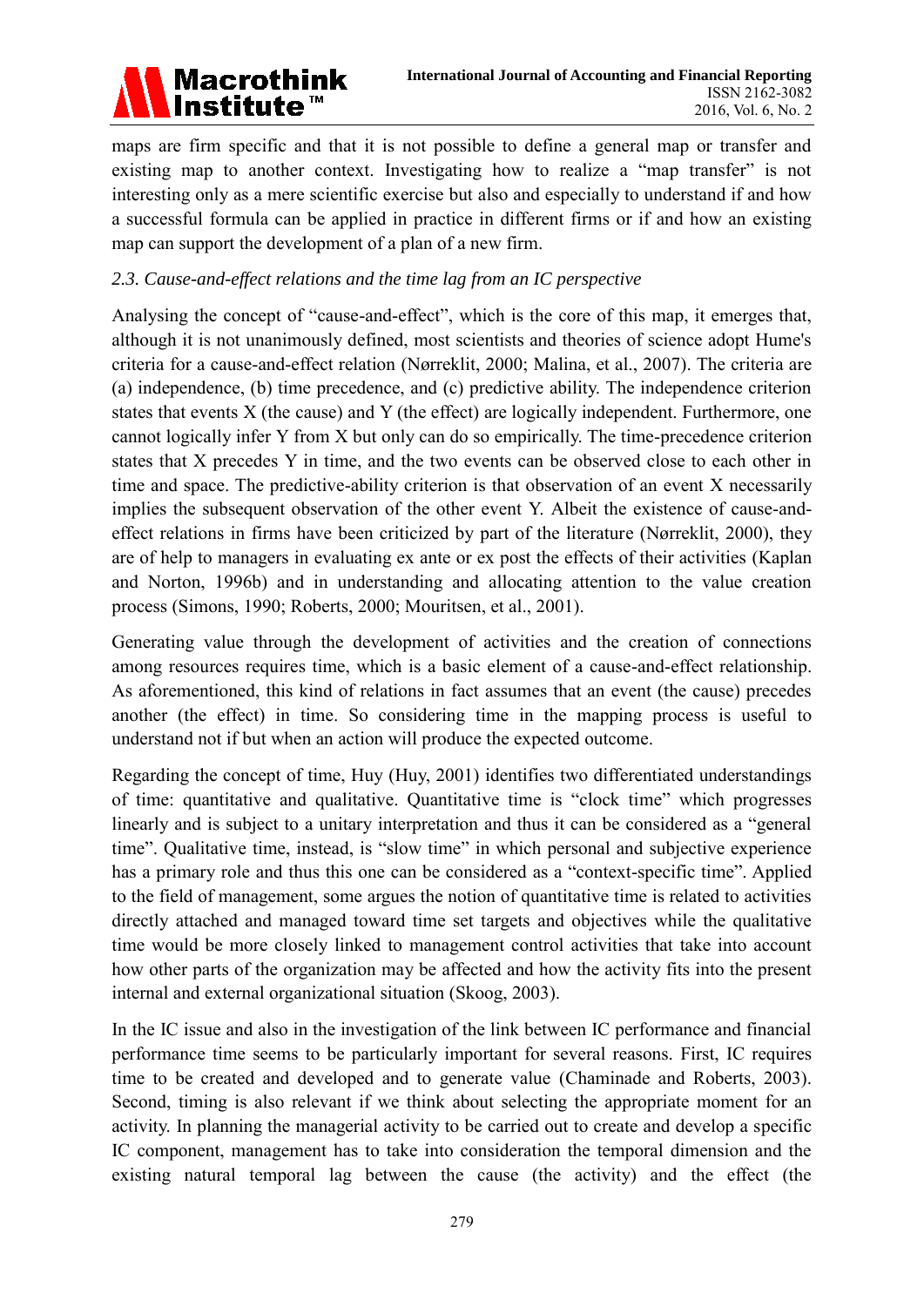maps are firm specific and that it is not possible to define a general map or transfer and existing map to another context. Investigating how to realize a "map transfer" is not interesting only as a mere scientific exercise but also and especially to understand if and how a successful formula can be applied in practice in different firms or if and how an existing map can support the development of a plan of a new firm.

### *2.3. Cause-and-effect relations and the time lag from an IC perspective*

Analysing the concept of "cause-and-effect", which is the core of this map, it emerges that, although it is not unanimously defined, most scientists and theories of science adopt Hume's criteria for a cause-and-effect relation (Nørreklit, 2000; Malina, et al., 2007). The criteria are (a) independence, (b) time precedence, and (c) predictive ability. The independence criterion states that events X (the cause) and Y (the effect) are logically independent. Furthermore, one cannot logically infer Y from X but only can do so empirically. The time-precedence criterion states that X precedes Y in time, and the two events can be observed close to each other in time and space. The predictive-ability criterion is that observation of an event X necessarily implies the subsequent observation of the other event Y. Albeit the existence of cause-and-effect relations in firms have been criticized by part of the literature (Nørreklit, 2000), they are of help to managers in evaluating ex ante or ex post the effects of their activities (Kaplan and Norton, 1996b) and in understanding and allocating attention to the value creation process (Simons, 1990; Roberts, 2000; Mouritsen, et al., 2001).

Generating value through the development of activities and the creation of connections among resources requires time, which is a basic element of a cause-and-effect relationship. As aforementioned, this kind of relations in fact assumes that an event (the cause) precedes another (the effect) in time. So considering time in the mapping process is useful to understand not if but when an action will produce the expected outcome.

Regarding the concept of time, Huy (Huy, 2001) identifies two differentiated understandings of time: quantitative and qualitative. Quantitative time is "clock time" which progresses linearly and is subject to a unitary interpretation and thus it can be considered as a "general time". Qualitative time, instead, is "slow time" in which personal and subjective experience has a primary role and thus this one can be considered as a "context-specific time". Applied to the field of management, some argues the notion of quantitative time is related to activities directly attached and managed toward time set targets and objectives while the qualitative time would be more closely linked to management control activities that take into account how other parts of the organization may be affected and how the activity fits into the present internal and external organizational situation (Skoog, 2003).

In the IC issue and also in the investigation of the link between IC performance and financial performance time seems to be particularly important for several reasons. First, IC requires time to be created and developed and to generate value (Chaminade and Roberts, 2003). Second, timing is also relevant if we think about selecting the appropriate moment for an activity. In planning the managerial activity to be carried out to create and develop a specific IC component, management has to take into consideration the temporal dimension and the existing natural temporal lag between the cause (the activity) and the effect (the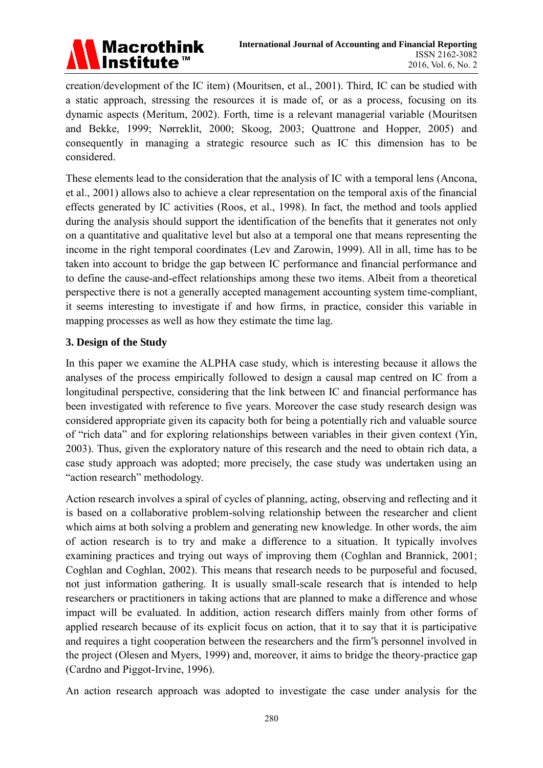creation/development of the IC item) (Mouritsen, et al., 2001). Third, IC can be studied with a static approach, stressing the resources it is made of, or as a process, focusing on its dynamic aspects (Meritum, 2002). Forth, time is a relevant managerial variable (Mouritsen and Bekke, 1999; Nørreklit, 2000; Skoog, 2003; Quattrone and Hopper, 2005) and consequently in managing a strategic resource such as IC this dimension has to be considered.

These elements lead to the consideration that the analysis of IC with a temporal lens (Ancona, et al., 2001) allows also to achieve a clear representation on the temporal axis of the financial effects generated by IC activities (Roos, et al., 1998). In fact, the method and tools applied during the analysis should support the identification of the benefits that it generates not only on a quantitative and qualitative level but also at a temporal one that means representing the income in the right temporal coordinates (Lev and Zarowin, 1999). All in all, time has to be taken into account to bridge the gap between IC performance and financial performance and to define the cause-and-effect relationships among these two items. Albeit from a theoretical perspective there is not a generally accepted management accounting system time-compliant, it seems interesting to investigate if and how firms, in practice, consider this variable in mapping processes as well as how they estimate the time lag.

## 3. Design of the Study

In this paper we examine the ALPHA case study, which is interesting because it allows the analyses of the process empirically followed to design a causal map centred on IC from a longitudinal perspective, considering that the link between IC and financial performance has been investigated with reference to five years. Moreover the case study research design was considered appropriate given its capacity both for being a potentially rich and valuable source of "rich data" and for exploring relationships between variables in their given context (Yin, 2003). Thus, given the exploratory nature of this research and the need to obtain rich data, a case study approach was adopted; more precisely, the case study was undertaken using an "action research" methodology.

Action research involves a spiral of cycles of planning, acting, observing and reflecting and it is based on a collaborative problem-solving relationship between the researcher and client which aims at both solving a problem and generating new knowledge. In other words, the aim of action research is to try and make a difference to a situation. It typically involves examining practices and trying out ways of improving them (Coghlan and Brannick, 2001; Coghlan and Coghlan, 2002). This means that research needs to be purposeful and focused, not just information gathering. It is usually small-scale research that is intended to help researchers or practitioners in taking actions that are planned to make a difference and whose impact will be evaluated. In addition, action research differs mainly from other forms of applied research because of its explicit focus on action, that it to say that it is participative and requires a tight cooperation between the researchers and the firm's personnel involved in the project (Olesen and Myers, 1999) and, moreover, it aims to bridge the theory-practice gap (Cardno and Piggot-Irvine, 1996).

An action research approach was adopted to investigate the case under analysis for the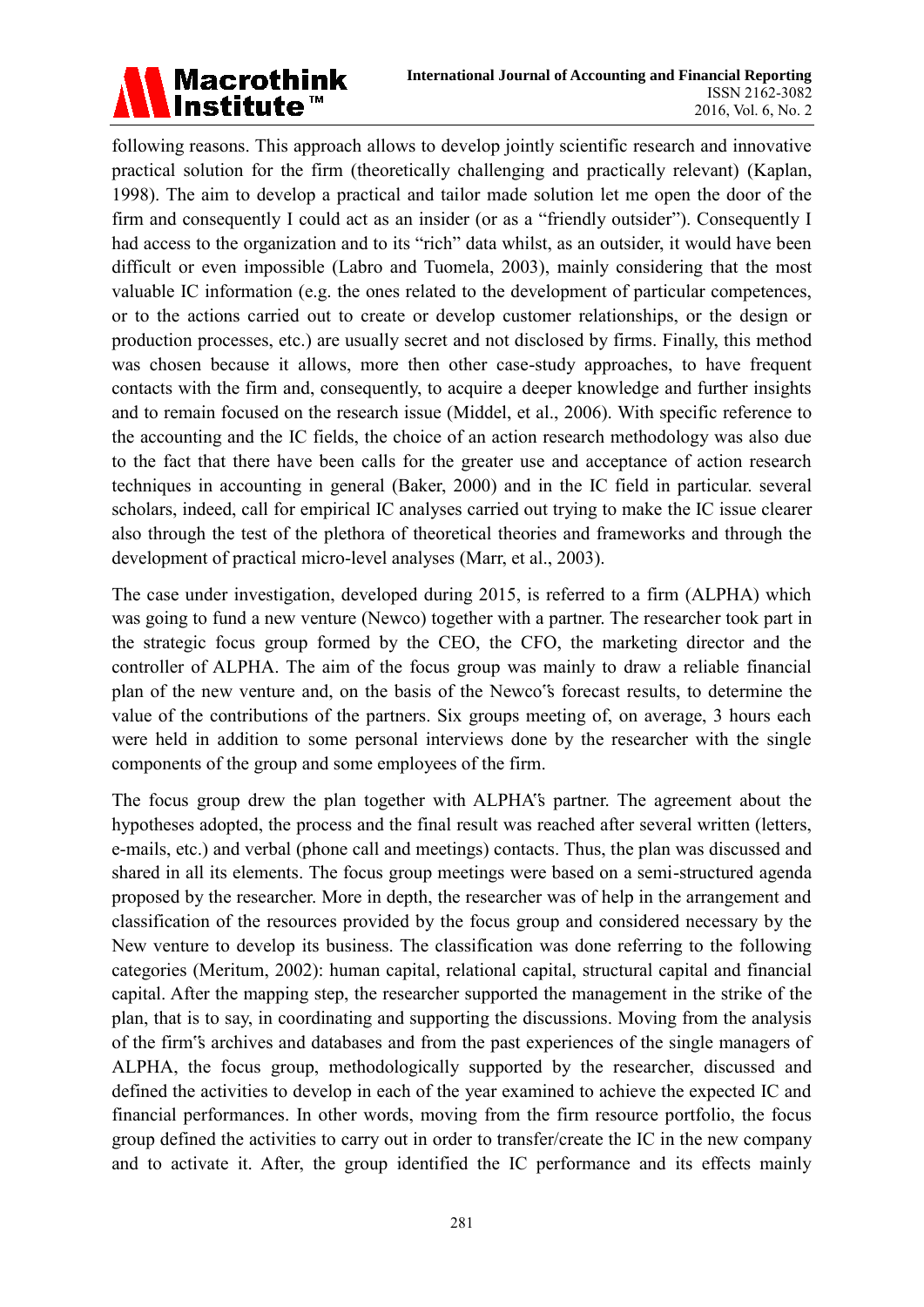following reasons. This approach allows to develop jointly scientific research and innovative practical solution for the firm (theoretically challenging and practically relevant) (Kaplan, 1998). The aim to develop a practical and tailor made solution let me open the door of the firm and consequently I could act as an insider (or as a "friendly outsider"). Consequently I had access to the organization and to its "rich" data whilst, as an outsider, it would have been difficult or even impossible (Labro and Tuomela, 2003), mainly considering that the most valuable IC information (e.g. the ones related to the development of particular competences, or to the actions carried out to create or develop customer relationships, or the design or production processes, etc.) are usually secret and not disclosed by firms. Finally, this method was chosen because it allows, more then other case-study approaches, to have frequent contacts with the firm and, consequently, to acquire a deeper knowledge and further insights and to remain focused on the research issue (Middel, et al., 2006). With specific reference to the accounting and the IC fields, the choice of an action research methodology was also due to the fact that there have been calls for the greater use and acceptance of action research techniques in accounting in general (Baker, 2000) and in the IC field in particular. several scholars, indeed, call for empirical IC analyses carried out trying to make the IC issue clearer also through the test of the plethora of theoretical theories and frameworks and through the development of practical micro-level analyses (Marr, et al., 2003).

The case under investigation, developed during 2015, is referred to a firm (ALPHA) which was going to fund a new venture (Newco) together with a partner. The researcher took part in the strategic focus group formed by the CEO, the CFO, the marketing director and the controller of ALPHA. The aim of the focus group was mainly to draw a reliable financial plan of the new venture and, on the basis of the Newco"s forecast results, to determine the value of the contributions of the partners. Six groups meeting of, on average, 3 hours each were held in addition to some personal interviews done by the researcher with the single components of the group and some employees of the firm.

The focus group drew the plan together with ALPHA"s partner. The agreement about the hypotheses adopted, the process and the final result was reached after several written (letters, e-mails, etc.) and verbal (phone call and meetings) contacts. Thus, the plan was discussed and shared in all its elements. The focus group meetings were based on a semi-structured agenda proposed by the researcher. More in depth, the researcher was of help in the arrangement and classification of the resources provided by the focus group and considered necessary by the New venture to develop its business. The classification was done referring to the following categories (Meritum, 2002): human capital, relational capital, structural capital and financial capital. After the mapping step, the researcher supported the management in the strike of the plan, that is to say, in coordinating and supporting the discussions. Moving from the analysis of the firm"s archives and databases and from the past experiences of the single managers of ALPHA, the focus group, methodologically supported by the researcher, discussed and defined the activities to develop in each of the year examined to achieve the expected IC and financial performances. In other words, moving from the firm resource portfolio, the focus group defined the activities to carry out in order to transfer/create the IC in the new company and to activate it. After, the group identified the IC performance and its effects mainly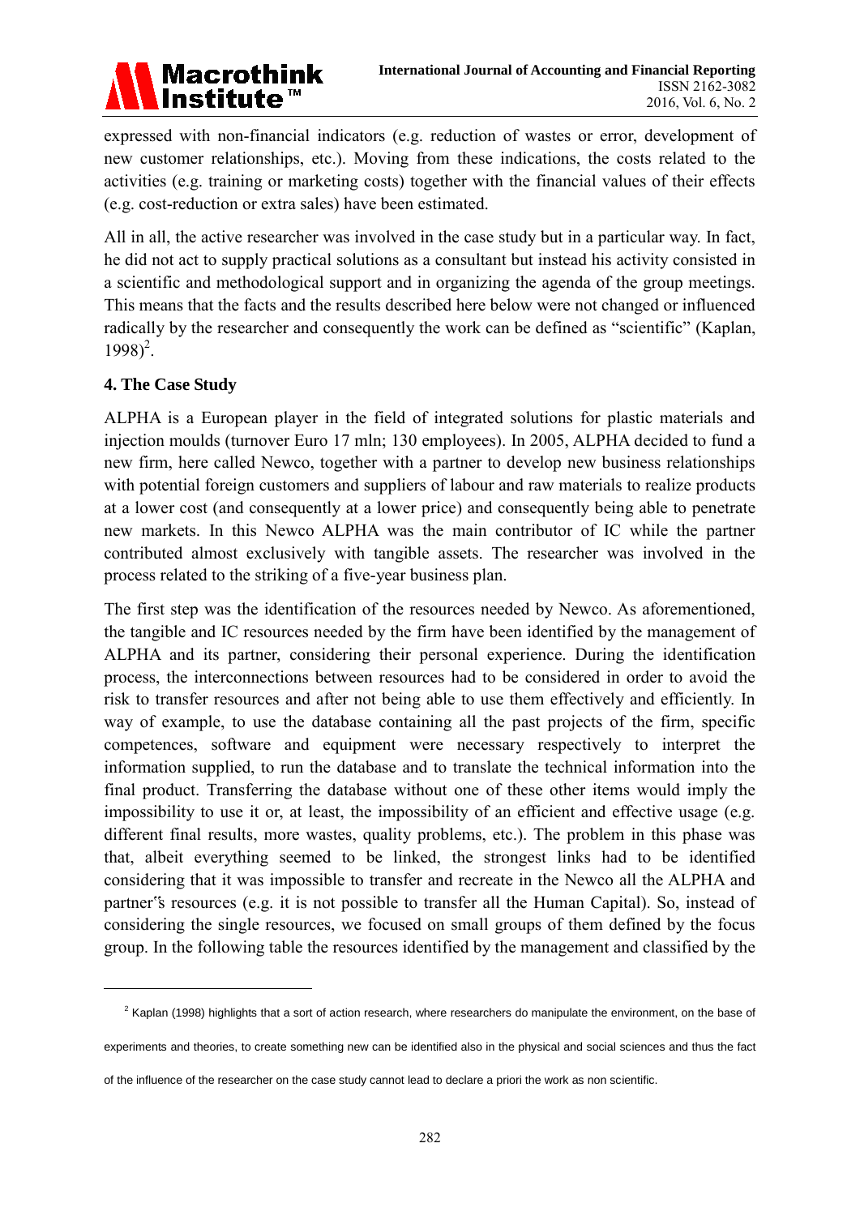expressed with non-financial indicators (e.g. reduction of wastes or error, development of new customer relationships, etc.). Moving from these indications, the costs related to the activities (e.g. training or marketing costs) together with the financial values of their effects (e.g. cost-reduction or extra sales) have been estimated.

All in all, the active researcher was involved in the case study but in a particular way. In fact, he did not act to supply practical solutions as a consultant but instead his activity consisted in a scientific and methodological support and in organizing the agenda of the group meetings. This means that the facts and the results described here below were not changed or influenced radically by the researcher and consequently the work can be defined as "scientific" (Kaplan, 1998)[2].

## 4. The Case Study

ALPHA is a European player in the field of integrated solutions for plastic materials and injection moulds (turnover Euro 17 mln; 130 employees). In 2005, ALPHA decided to fund a new firm, here called Newco, together with a partner to develop new business relationships with potential foreign customers and suppliers of labour and raw materials to realize products at a lower cost (and consequently at a lower price) and consequently being able to penetrate new markets. In this Newco ALPHA was the main contributor of IC while the partner contributed almost exclusively with tangible assets. The researcher was involved in the process related to the striking of a five-year business plan.

The first step was the identification of the resources needed by Newco. As aforementioned, the tangible and IC resources needed by the firm have been identified by the management of ALPHA and its partner, considering their personal experience. During the identification process, the interconnections between resources had to be considered in order to avoid the risk to transfer resources and after not being able to use them effectively and efficiently. In way of example, to use the database containing all the past projects of the firm, specific competences, software and equipment were necessary respectively to interpret the information supplied, to run the database and to translate the technical information into the final product. Transferring the database without one of these other items would imply the impossibility to use it or, at least, the impossibility of an efficient and effective usage (e.g. different final results, more wastes, quality problems, etc.). The problem in this phase was that, albeit everything seemed to be linked, the strongest links had to be identified considering that it was impossible to transfer and recreate in the Newco all the ALPHA and partner"s resources (e.g. it is not possible to transfer all the Human Capital). So, instead of considering the single resources, we focused on small groups of them defined by the focus group. In the following table the resources identified by the management and classified by the

---

[2] Kaplan (1998) highlights that a sort of action research, where researchers do manipulate the environment, on the base of experiments and theories, to create something new can be identified also in the physical and social sciences and thus the fact of the influence of the researcher on the case study cannot lead to declare a priori the work as non scientific.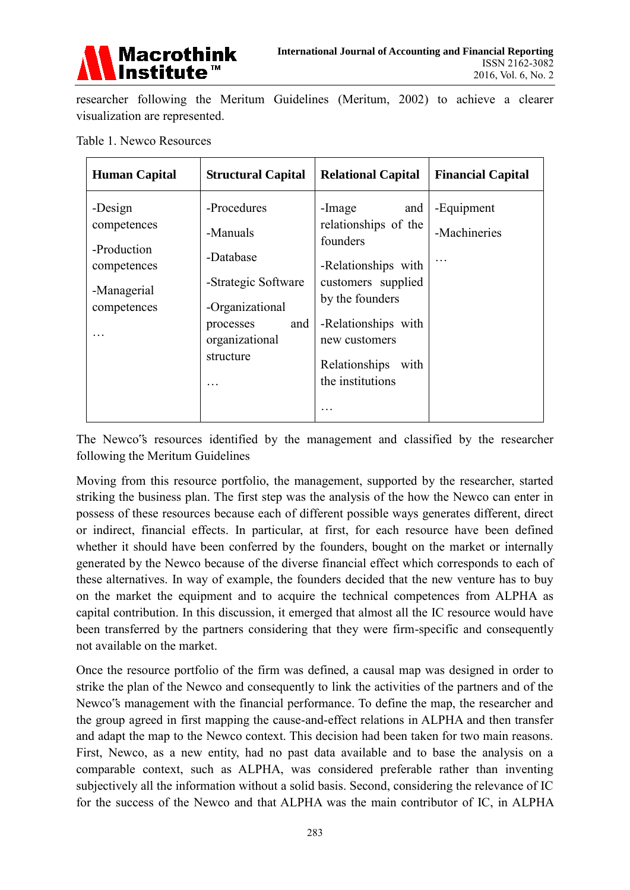researcher following the Meritum Guidelines (Meritum, 2002) to achieve a clearer visualization are represented.

Table 1. Newco Resources

| Human Capital | Structural Capital | Relational Capital | Financial Capital |
|---|---|---|---|
| -Design competences<br>-Production competences<br>-Managerial competences<br>… | -Procedures<br>-Manuals<br>-Database<br>-Strategic Software<br>-Organizational processes and organizational structure<br>… | -Image and relationships of the founders<br>-Relationships with customers supplied by the founders<br>-Relationships with new customers<br>Relationships with the institutions<br>… | -Equipment<br>-Machineries<br>… |

The Newco‟s resources identified by the management and classified by the researcher following the Meritum Guidelines

Moving from this resource portfolio, the management, supported by the researcher, started striking the business plan. The first step was the analysis of the how the Newco can enter in possess of these resources because each of different possible ways generates different, direct or indirect, financial effects. In particular, at first, for each resource have been defined whether it should have been conferred by the founders, bought on the market or internally generated by the Newco because of the diverse financial effect which corresponds to each of these alternatives. In way of example, the founders decided that the new venture has to buy on the market the equipment and to acquire the technical competences from ALPHA as capital contribution. In this discussion, it emerged that almost all the IC resource would have been transferred by the partners considering that they were firm-specific and consequently not available on the market.

Once the resource portfolio of the firm was defined, a causal map was designed in order to strike the plan of the Newco and consequently to link the activities of the partners and of the Newco‟s management with the financial performance. To define the map, the researcher and the group agreed in first mapping the cause-and-effect relations in ALPHA and then transfer and adapt the map to the Newco context. This decision had been taken for two main reasons. First, Newco, as a new entity, had no past data available and to base the analysis on a comparable context, such as ALPHA, was considered preferable rather than inventing subjectively all the information without a solid basis. Second, considering the relevance of IC for the success of the Newco and that ALPHA was the main contributor of IC, in ALPHA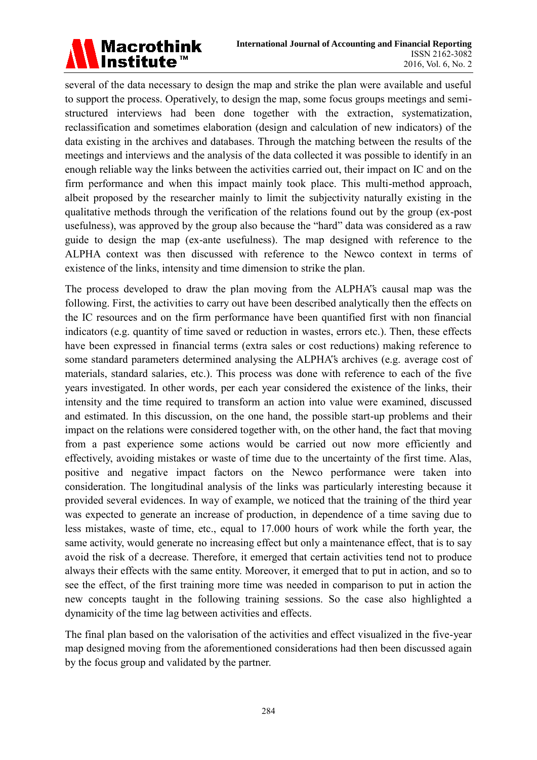several of the data necessary to design the map and strike the plan were available and useful to support the process. Operatively, to design the map, some focus groups meetings and semi-structured interviews had been done together with the extraction, systematization, reclassification and sometimes elaboration (design and calculation of new indicators) of the data existing in the archives and databases. Through the matching between the results of the meetings and interviews and the analysis of the data collected it was possible to identify in an enough reliable way the links between the activities carried out, their impact on IC and on the firm performance and when this impact mainly took place. This multi-method approach, albeit proposed by the researcher mainly to limit the subjectivity naturally existing in the qualitative methods through the verification of the relations found out by the group (ex-post usefulness), was approved by the group also because the "hard" data was considered as a raw guide to design the map (ex-ante usefulness). The map designed with reference to the ALPHA context was then discussed with reference to the Newco context in terms of existence of the links, intensity and time dimension to strike the plan.

The process developed to draw the plan moving from the ALPHA"s causal map was the following. First, the activities to carry out have been described analytically then the effects on the IC resources and on the firm performance have been quantified first with non financial indicators (e.g. quantity of time saved or reduction in wastes, errors etc.). Then, these effects have been expressed in financial terms (extra sales or cost reductions) making reference to some standard parameters determined analysing the ALPHA"s archives (e.g. average cost of materials, standard salaries, etc.). This process was done with reference to each of the five years investigated. In other words, per each year considered the existence of the links, their intensity and the time required to transform an action into value were examined, discussed and estimated. In this discussion, on the one hand, the possible start-up problems and their impact on the relations were considered together with, on the other hand, the fact that moving from a past experience some actions would be carried out now more efficiently and effectively, avoiding mistakes or waste of time due to the uncertainty of the first time. Alas, positive and negative impact factors on the Newco performance were taken into consideration. The longitudinal analysis of the links was particularly interesting because it provided several evidences. In way of example, we noticed that the training of the third year was expected to generate an increase of production, in dependence of a time saving due to less mistakes, waste of time, etc., equal to 17.000 hours of work while the forth year, the same activity, would generate no increasing effect but only a maintenance effect, that is to say avoid the risk of a decrease. Therefore, it emerged that certain activities tend not to produce always their effects with the same entity. Moreover, it emerged that to put in action, and so to see the effect, of the first training more time was needed in comparison to put in action the new concepts taught in the following training sessions. So the case also highlighted a dynamicity of the time lag between activities and effects.

The final plan based on the valorisation of the activities and effect visualized in the five-year map designed moving from the aforementioned considerations had then been discussed again by the focus group and validated by the partner.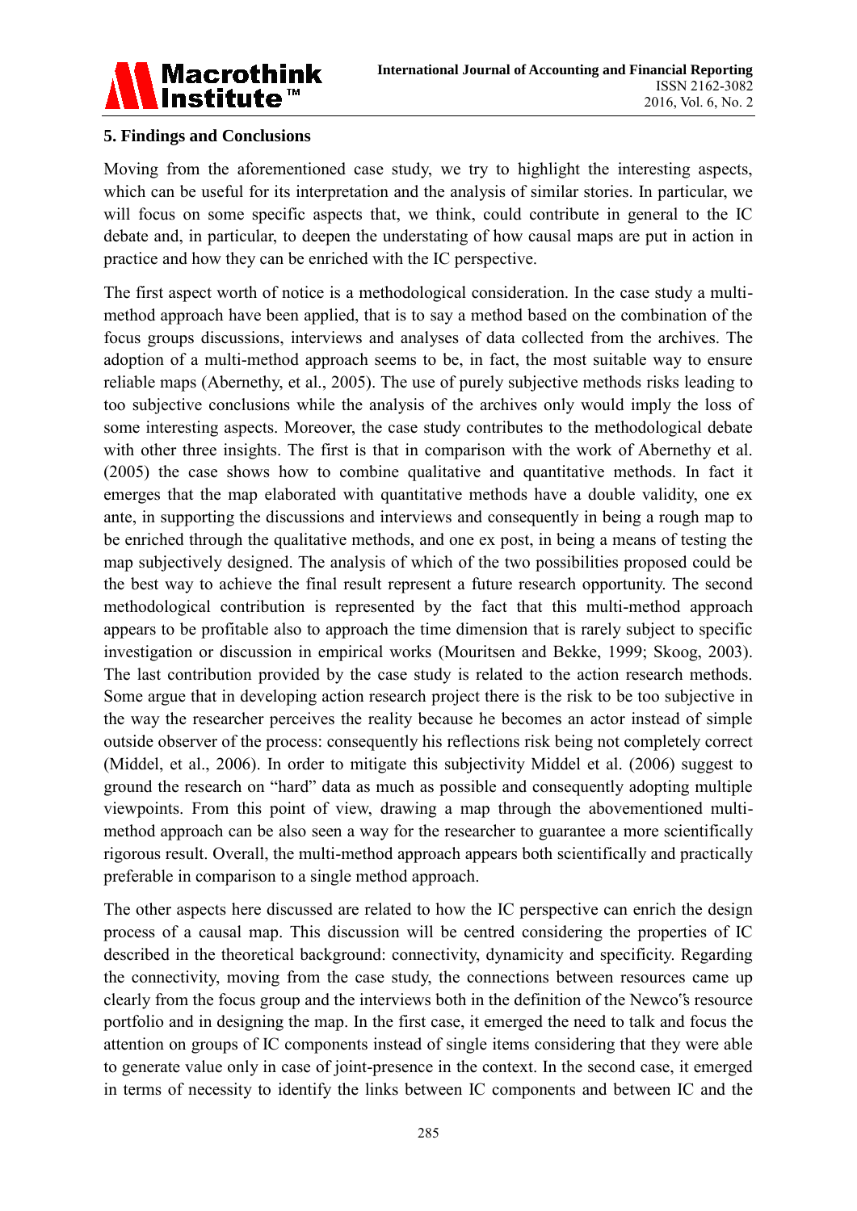## 5. Findings and Conclusions

Moving from the aforementioned case study, we try to highlight the interesting aspects, which can be useful for its interpretation and the analysis of similar stories. In particular, we will focus on some specific aspects that, we think, could contribute in general to the IC debate and, in particular, to deepen the understating of how causal maps are put in action in practice and how they can be enriched with the IC perspective.

The first aspect worth of notice is a methodological consideration. In the case study a multi-method approach have been applied, that is to say a method based on the combination of the focus groups discussions, interviews and analyses of data collected from the archives. The adoption of a multi-method approach seems to be, in fact, the most suitable way to ensure reliable maps (Abernethy, et al., 2005). The use of purely subjective methods risks leading to too subjective conclusions while the analysis of the archives only would imply the loss of some interesting aspects. Moreover, the case study contributes to the methodological debate with other three insights. The first is that in comparison with the work of Abernethy et al. (2005) the case shows how to combine qualitative and quantitative methods. In fact it emerges that the map elaborated with quantitative methods have a double validity, one ex ante, in supporting the discussions and interviews and consequently in being a rough map to be enriched through the qualitative methods, and one ex post, in being a means of testing the map subjectively designed. The analysis of which of the two possibilities proposed could be the best way to achieve the final result represent a future research opportunity. The second methodological contribution is represented by the fact that this multi-method approach appears to be profitable also to approach the time dimension that is rarely subject to specific investigation or discussion in empirical works (Mouritsen and Bekke, 1999; Skoog, 2003). The last contribution provided by the case study is related to the action research methods. Some argue that in developing action research project there is the risk to be too subjective in the way the researcher perceives the reality because he becomes an actor instead of simple outside observer of the process: consequently his reflections risk being not completely correct (Middel, et al., 2006). In order to mitigate this subjectivity Middel et al. (2006) suggest to ground the research on "hard" data as much as possible and consequently adopting multiple viewpoints. From this point of view, drawing a map through the abovementioned multi-method approach can be also seen a way for the researcher to guarantee a more scientifically rigorous result. Overall, the multi-method approach appears both scientifically and practically preferable in comparison to a single method approach.

The other aspects here discussed are related to how the IC perspective can enrich the design process of a causal map. This discussion will be centred considering the properties of IC described in the theoretical background: connectivity, dynamicity and specificity. Regarding the connectivity, moving from the case study, the connections between resources came up clearly from the focus group and the interviews both in the definition of the Newco's resource portfolio and in designing the map. In the first case, it emerged the need to talk and focus the attention on groups of IC components instead of single items considering that they were able to generate value only in case of joint-presence in the context. In the second case, it emerged in terms of necessity to identify the links between IC components and between IC and the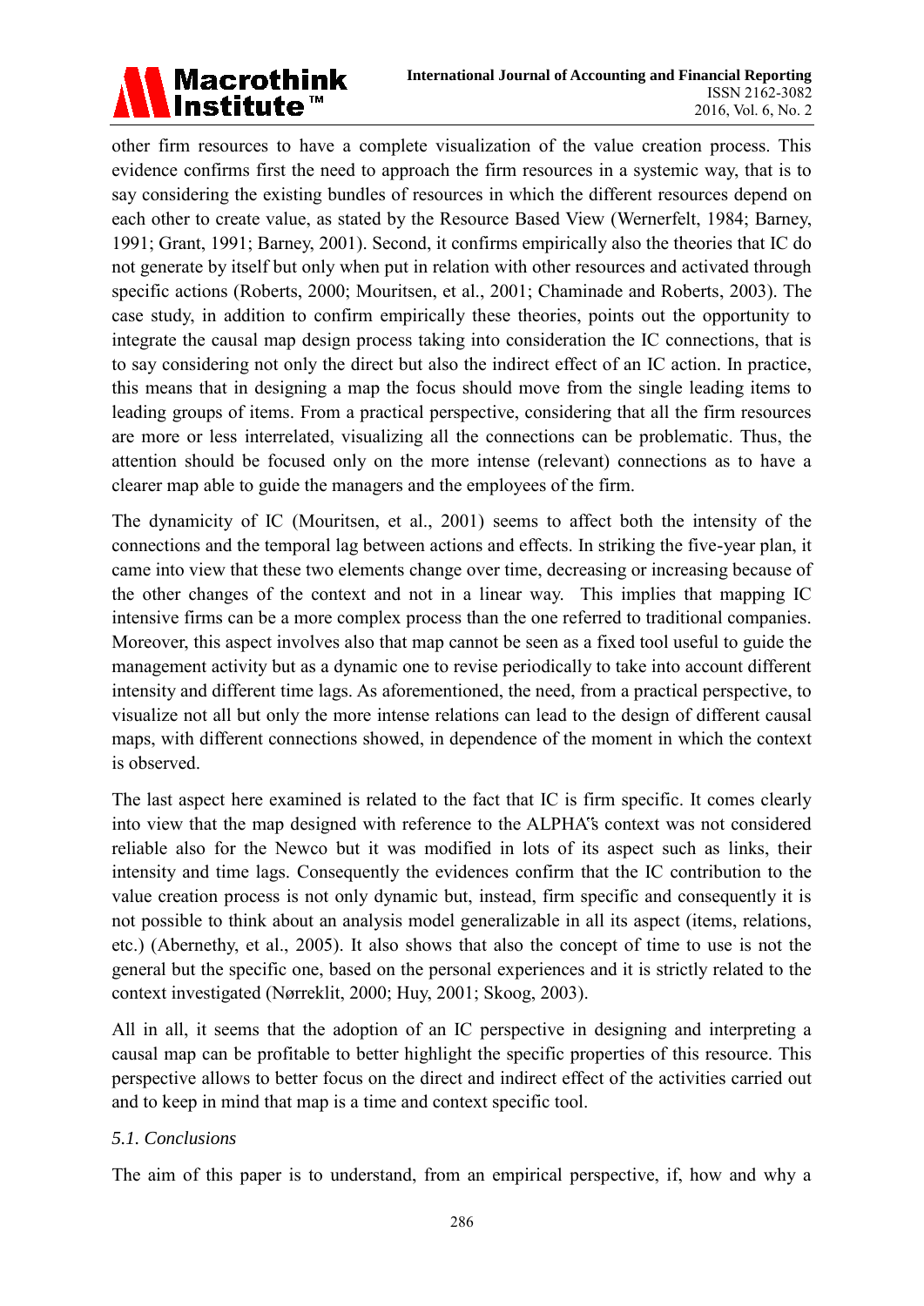other firm resources to have a complete visualization of the value creation process. This evidence confirms first the need to approach the firm resources in a systemic way, that is to say considering the existing bundles of resources in which the different resources depend on each other to create value, as stated by the Resource Based View (Wernerfelt, 1984; Barney, 1991; Grant, 1991; Barney, 2001). Second, it confirms empirically also the theories that IC do not generate by itself but only when put in relation with other resources and activated through specific actions (Roberts, 2000; Mouritsen, et al., 2001; Chaminade and Roberts, 2003). The case study, in addition to confirm empirically these theories, points out the opportunity to integrate the causal map design process taking into consideration the IC connections, that is to say considering not only the direct but also the indirect effect of an IC action. In practice, this means that in designing a map the focus should move from the single leading items to leading groups of items. From a practical perspective, considering that all the firm resources are more or less interrelated, visualizing all the connections can be problematic. Thus, the attention should be focused only on the more intense (relevant) connections as to have a clearer map able to guide the managers and the employees of the firm.

The dynamicity of IC (Mouritsen, et al., 2001) seems to affect both the intensity of the connections and the temporal lag between actions and effects. In striking the five-year plan, it came into view that these two elements change over time, decreasing or increasing because of the other changes of the context and not in a linear way. This implies that mapping IC intensive firms can be a more complex process than the one referred to traditional companies. Moreover, this aspect involves also that map cannot be seen as a fixed tool useful to guide the management activity but as a dynamic one to revise periodically to take into account different intensity and different time lags. As aforementioned, the need, from a practical perspective, to visualize not all but only the more intense relations can lead to the design of different causal maps, with different connections showed, in dependence of the moment in which the context is observed.

The last aspect here examined is related to the fact that IC is firm specific. It comes clearly into view that the map designed with reference to the ALPHA‟s context was not considered reliable also for the Newco but it was modified in lots of its aspect such as links, their intensity and time lags. Consequently the evidences confirm that the IC contribution to the value creation process is not only dynamic but, instead, firm specific and consequently it is not possible to think about an analysis model generalizable in all its aspect (items, relations, etc.) (Abernethy, et al., 2005). It also shows that also the concept of time to use is not the general but the specific one, based on the personal experiences and it is strictly related to the context investigated (Nørreklit, 2000; Huy, 2001; Skoog, 2003).

All in all, it seems that the adoption of an IC perspective in designing and interpreting a causal map can be profitable to better highlight the specific properties of this resource. This perspective allows to better focus on the direct and indirect effect of the activities carried out and to keep in mind that map is a time and context specific tool.

### *5.1. Conclusions*

The aim of this paper is to understand, from an empirical perspective, if, how and why a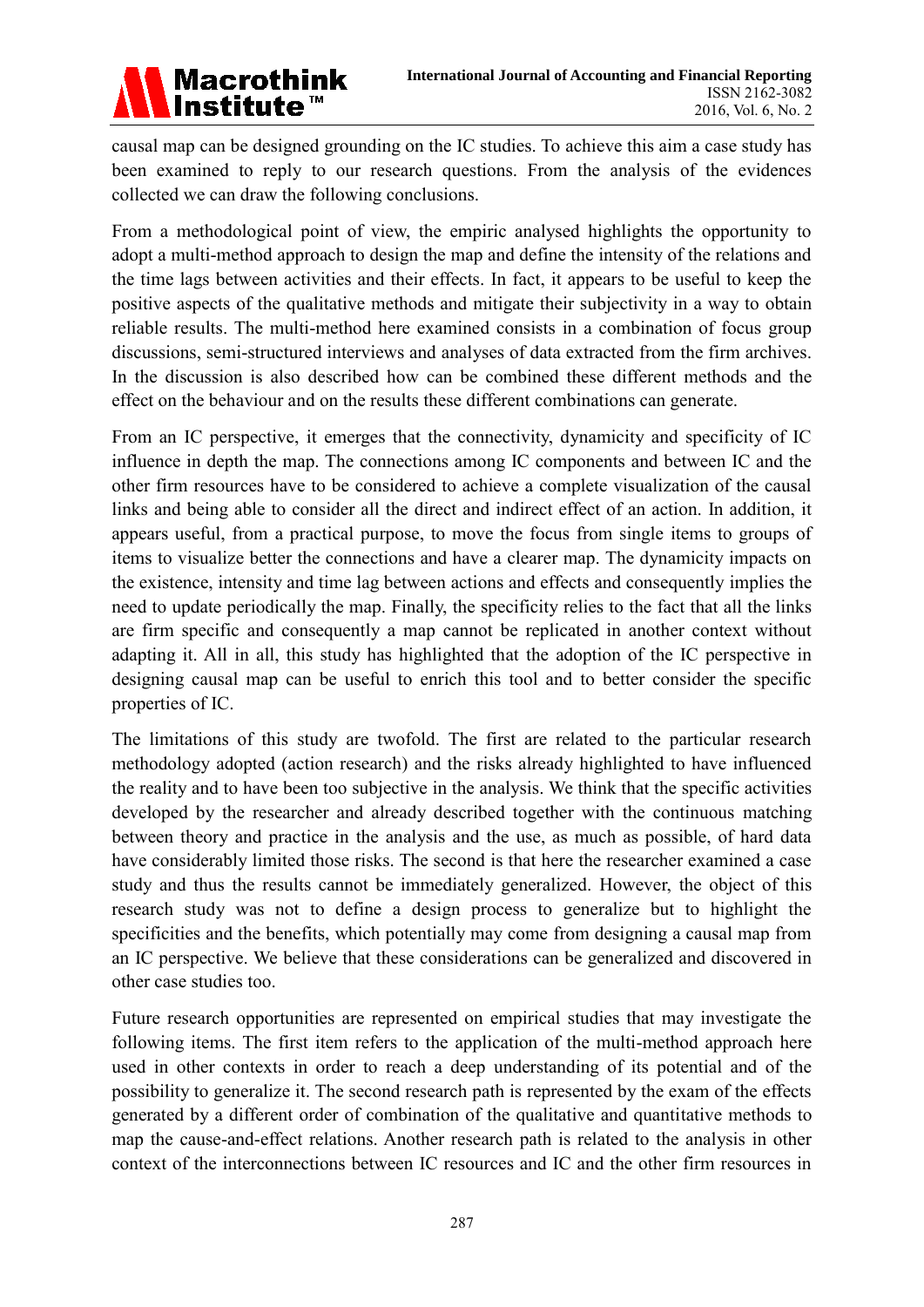causal map can be designed grounding on the IC studies. To achieve this aim a case study has been examined to reply to our research questions. From the analysis of the evidences collected we can draw the following conclusions.

From a methodological point of view, the empiric analysed highlights the opportunity to adopt a multi-method approach to design the map and define the intensity of the relations and the time lags between activities and their effects. In fact, it appears to be useful to keep the positive aspects of the qualitative methods and mitigate their subjectivity in a way to obtain reliable results. The multi-method here examined consists in a combination of focus group discussions, semi-structured interviews and analyses of data extracted from the firm archives. In the discussion is also described how can be combined these different methods and the effect on the behaviour and on the results these different combinations can generate.

From an IC perspective, it emerges that the connectivity, dynamicity and specificity of IC influence in depth the map. The connections among IC components and between IC and the other firm resources have to be considered to achieve a complete visualization of the causal links and being able to consider all the direct and indirect effect of an action. In addition, it appears useful, from a practical purpose, to move the focus from single items to groups of items to visualize better the connections and have a clearer map. The dynamicity impacts on the existence, intensity and time lag between actions and effects and consequently implies the need to update periodically the map. Finally, the specificity relies to the fact that all the links are firm specific and consequently a map cannot be replicated in another context without adapting it. All in all, this study has highlighted that the adoption of the IC perspective in designing causal map can be useful to enrich this tool and to better consider the specific properties of IC.

The limitations of this study are twofold. The first are related to the particular research methodology adopted (action research) and the risks already highlighted to have influenced the reality and to have been too subjective in the analysis. We think that the specific activities developed by the researcher and already described together with the continuous matching between theory and practice in the analysis and the use, as much as possible, of hard data have considerably limited those risks. The second is that here the researcher examined a case study and thus the results cannot be immediately generalized. However, the object of this research study was not to define a design process to generalize but to highlight the specificities and the benefits, which potentially may come from designing a causal map from an IC perspective. We believe that these considerations can be generalized and discovered in other case studies too.

Future research opportunities are represented on empirical studies that may investigate the following items. The first item refers to the application of the multi-method approach here used in other contexts in order to reach a deep understanding of its potential and of the possibility to generalize it. The second research path is represented by the exam of the effects generated by a different order of combination of the qualitative and quantitative methods to map the cause-and-effect relations. Another research path is related to the analysis in other context of the interconnections between IC resources and IC and the other firm resources in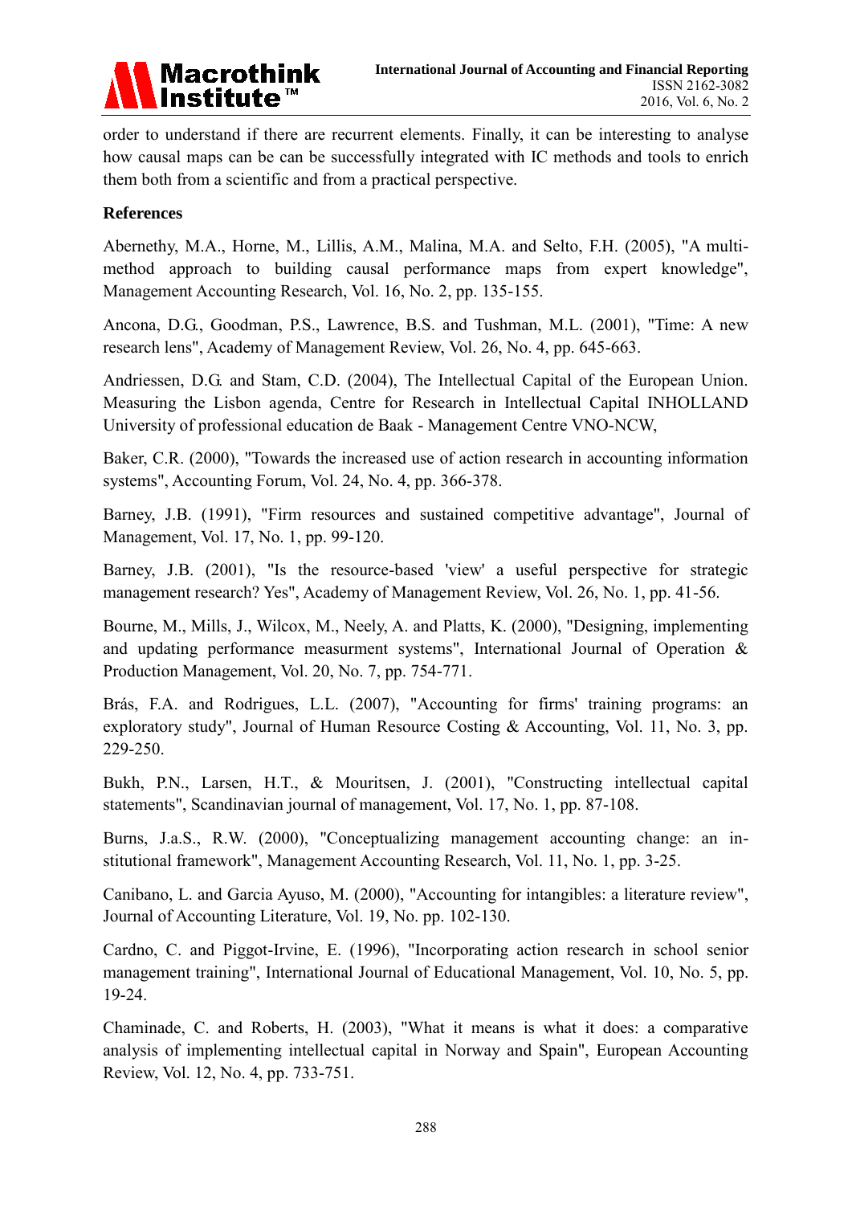order to understand if there are recurrent elements. Finally, it can be interesting to analyse how causal maps can be can be successfully integrated with IC methods and tools to enrich them both from a scientific and from a practical perspective.

**References**

Abernethy, M.A., Horne, M., Lillis, A.M., Malina, M.A. and Selto, F.H. (2005), "A multi-method approach to building causal performance maps from expert knowledge", Management Accounting Research, Vol. 16, No. 2, pp. 135-155.

Ancona, D.G., Goodman, P.S., Lawrence, B.S. and Tushman, M.L. (2001), "Time: A new research lens", Academy of Management Review, Vol. 26, No. 4, pp. 645-663.

Andriessen, D.G. and Stam, C.D. (2004), The Intellectual Capital of the European Union. Measuring the Lisbon agenda, Centre for Research in Intellectual Capital INHOLLAND University of professional education de Baak - Management Centre VNO-NCW,

Baker, C.R. (2000), "Towards the increased use of action research in accounting information systems", Accounting Forum, Vol. 24, No. 4, pp. 366-378.

Barney, J.B. (1991), "Firm resources and sustained competitive advantage", Journal of Management, Vol. 17, No. 1, pp. 99-120.

Barney, J.B. (2001), "Is the resource-based 'view' a useful perspective for strategic management research? Yes", Academy of Management Review, Vol. 26, No. 1, pp. 41-56.

Bourne, M., Mills, J., Wilcox, M., Neely, A. and Platts, K. (2000), "Designing, implementing and updating performance measurment systems", International Journal of Operation & Production Management, Vol. 20, No. 7, pp. 754-771.

Brás, F.A. and Rodrigues, L.L. (2007), "Accounting for firms' training programs: an exploratory study", Journal of Human Resource Costing & Accounting, Vol. 11, No. 3, pp. 229-250.

Bukh, P.N., Larsen, H.T., & Mouritsen, J. (2001), "Constructing intellectual capital statements", Scandinavian journal of management, Vol. 17, No. 1, pp. 87-108.

Burns, J.a.S., R.W. (2000), "Conceptualizing management accounting change: an in-stitutional framework", Management Accounting Research, Vol. 11, No. 1, pp. 3-25.

Canibano, L. and Garcia Ayuso, M. (2000), "Accounting for intangibles: a literature review", Journal of Accounting Literature, Vol. 19, No. pp. 102-130.

Cardno, C. and Piggot-Irvine, E. (1996), "Incorporating action research in school senior management training", International Journal of Educational Management, Vol. 10, No. 5, pp. 19-24.

Chaminade, C. and Roberts, H. (2003), "What it means is what it does: a comparative analysis of implementing intellectual capital in Norway and Spain", European Accounting Review, Vol. 12, No. 4, pp. 733-751.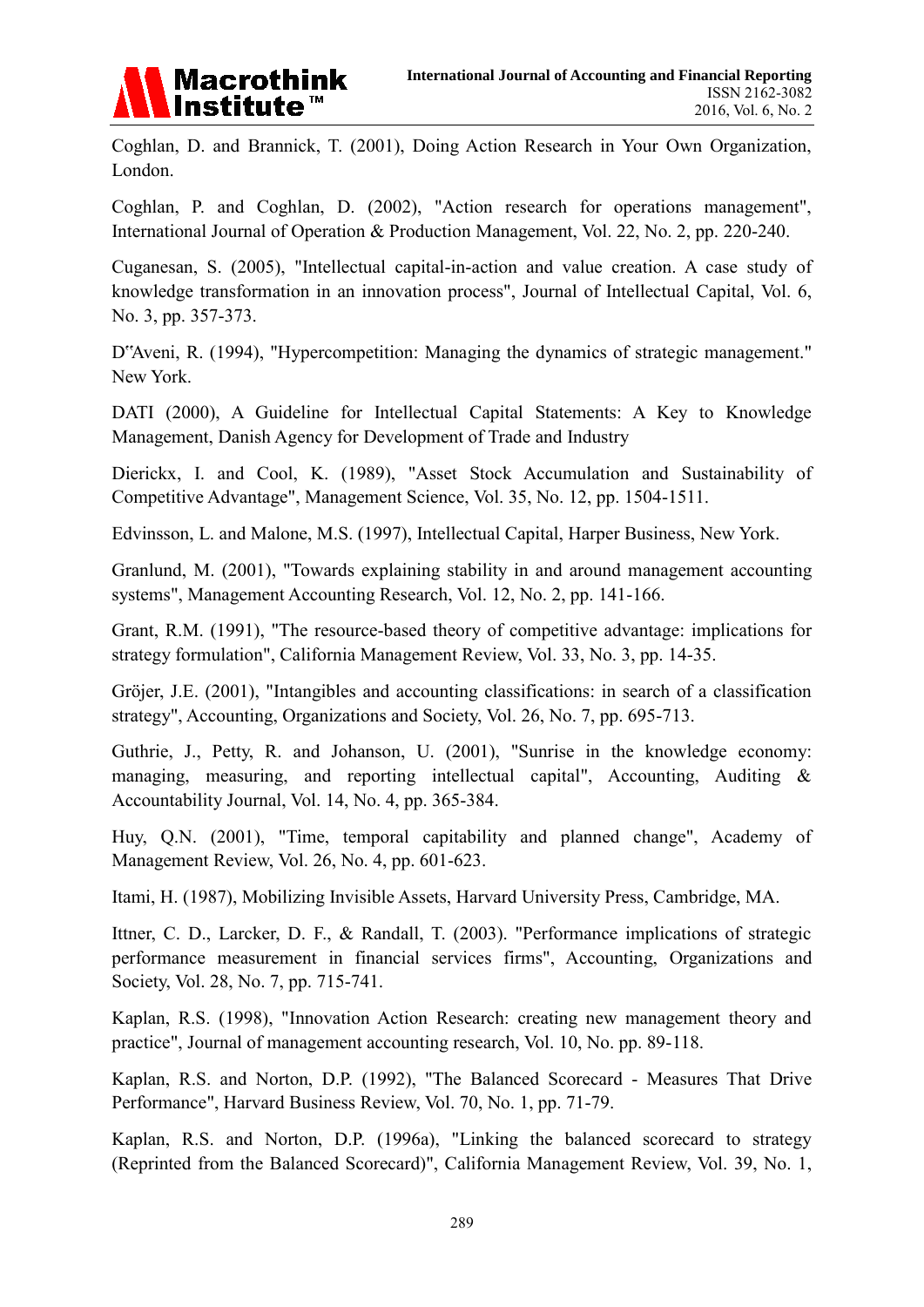Coghlan, D. and Brannick, T. (2001), Doing Action Research in Your Own Organization, London.

Coghlan, P. and Coghlan, D. (2002), "Action research for operations management", International Journal of Operation & Production Management, Vol. 22, No. 2, pp. 220-240.

Cuganesan, S. (2005), "Intellectual capital-in-action and value creation. A case study of knowledge transformation in an innovation process", Journal of Intellectual Capital, Vol. 6, No. 3, pp. 357-373.

D"Aveni, R. (1994), "Hypercompetition: Managing the dynamics of strategic management." New York.

DATI (2000), A Guideline for Intellectual Capital Statements: A Key to Knowledge Management, Danish Agency for Development of Trade and Industry

Dierickx, I. and Cool, K. (1989), "Asset Stock Accumulation and Sustainability of Competitive Advantage", Management Science, Vol. 35, No. 12, pp. 1504-1511.

Edvinsson, L. and Malone, M.S. (1997), Intellectual Capital, Harper Business, New York.

Granlund, M. (2001), "Towards explaining stability in and around management accounting systems", Management Accounting Research, Vol. 12, No. 2, pp. 141-166.

Grant, R.M. (1991), "The resource-based theory of competitive advantage: implications for strategy formulation", California Management Review, Vol. 33, No. 3, pp. 14-35.

Gröjer, J.E. (2001), "Intangibles and accounting classifications: in search of a classification strategy", Accounting, Organizations and Society, Vol. 26, No. 7, pp. 695-713.

Guthrie, J., Petty, R. and Johanson, U. (2001), "Sunrise in the knowledge economy: managing, measuring, and reporting intellectual capital", Accounting, Auditing & Accountability Journal, Vol. 14, No. 4, pp. 365-384.

Huy, Q.N. (2001), "Time, temporal capitability and planned change", Academy of Management Review, Vol. 26, No. 4, pp. 601-623.

Itami, H. (1987), Mobilizing Invisible Assets, Harvard University Press, Cambridge, MA.

Ittner, C. D., Larcker, D. F., & Randall, T. (2003). "Performance implications of strategic performance measurement in financial services firms", Accounting, Organizations and Society, Vol. 28, No. 7, pp. 715-741.

Kaplan, R.S. (1998), "Innovation Action Research: creating new management theory and practice", Journal of management accounting research, Vol. 10, No. pp. 89-118.

Kaplan, R.S. and Norton, D.P. (1992), "The Balanced Scorecard - Measures That Drive Performance", Harvard Business Review, Vol. 70, No. 1, pp. 71-79.

Kaplan, R.S. and Norton, D.P. (1996a), "Linking the balanced scorecard to strategy (Reprinted from the Balanced Scorecard)", California Management Review, Vol. 39, No. 1,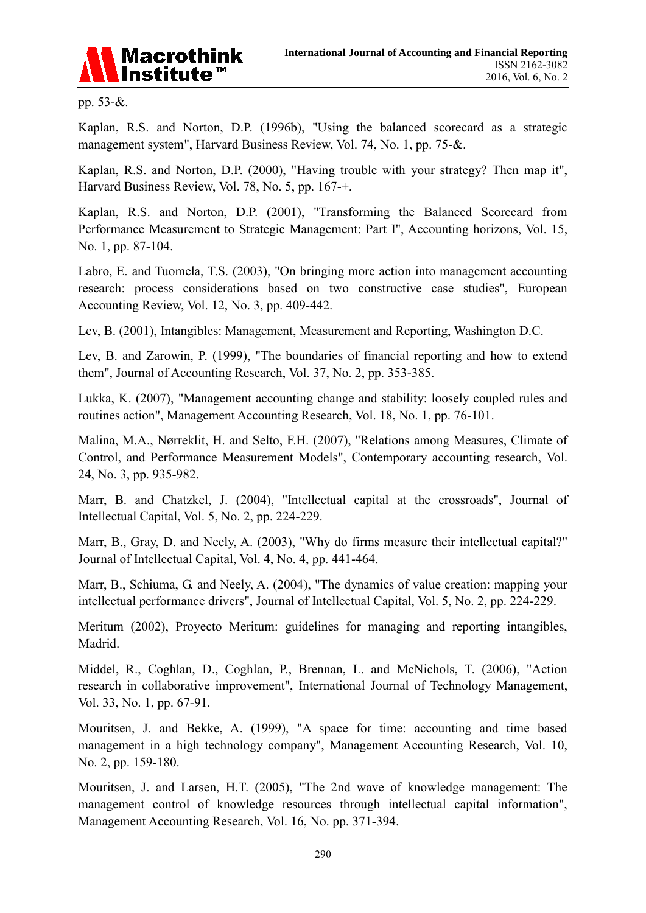pp. 53-&.

Kaplan, R.S. and Norton, D.P. (1996b), "Using the balanced scorecard as a strategic management system", Harvard Business Review, Vol. 74, No. 1, pp. 75-&.

Kaplan, R.S. and Norton, D.P. (2000), "Having trouble with your strategy? Then map it", Harvard Business Review, Vol. 78, No. 5, pp. 167-+.

Kaplan, R.S. and Norton, D.P. (2001), "Transforming the Balanced Scorecard from Performance Measurement to Strategic Management: Part I", Accounting horizons, Vol. 15, No. 1, pp. 87-104.

Labro, E. and Tuomela, T.S. (2003), "On bringing more action into management accounting research: process considerations based on two constructive case studies", European Accounting Review, Vol. 12, No. 3, pp. 409-442.

Lev, B. (2001), Intangibles: Management, Measurement and Reporting, Washington D.C.

Lev, B. and Zarowin, P. (1999), "The boundaries of financial reporting and how to extend them", Journal of Accounting Research, Vol. 37, No. 2, pp. 353-385.

Lukka, K. (2007), "Management accounting change and stability: loosely coupled rules and routines action", Management Accounting Research, Vol. 18, No. 1, pp. 76-101.

Malina, M.A., Nørreklit, H. and Selto, F.H. (2007), "Relations among Measures, Climate of Control, and Performance Measurement Models", Contemporary accounting research, Vol. 24, No. 3, pp. 935-982.

Marr, B. and Chatzkel, J. (2004), "Intellectual capital at the crossroads", Journal of Intellectual Capital, Vol. 5, No. 2, pp. 224-229.

Marr, B., Gray, D. and Neely, A. (2003), "Why do firms measure their intellectual capital?" Journal of Intellectual Capital, Vol. 4, No. 4, pp. 441-464.

Marr, B., Schiuma, G. and Neely, A. (2004), "The dynamics of value creation: mapping your intellectual performance drivers", Journal of Intellectual Capital, Vol. 5, No. 2, pp. 224-229.

Meritum (2002), Proyecto Meritum: guidelines for managing and reporting intangibles, Madrid.

Middel, R., Coghlan, D., Coghlan, P., Brennan, L. and McNichols, T. (2006), "Action research in collaborative improvement", International Journal of Technology Management, Vol. 33, No. 1, pp. 67-91.

Mouritsen, J. and Bekke, A. (1999), "A space for time: accounting and time based management in a high technology company", Management Accounting Research, Vol. 10, No. 2, pp. 159-180.

Mouritsen, J. and Larsen, H.T. (2005), "The 2nd wave of knowledge management: The management control of knowledge resources through intellectual capital information", Management Accounting Research, Vol. 16, No. pp. 371-394.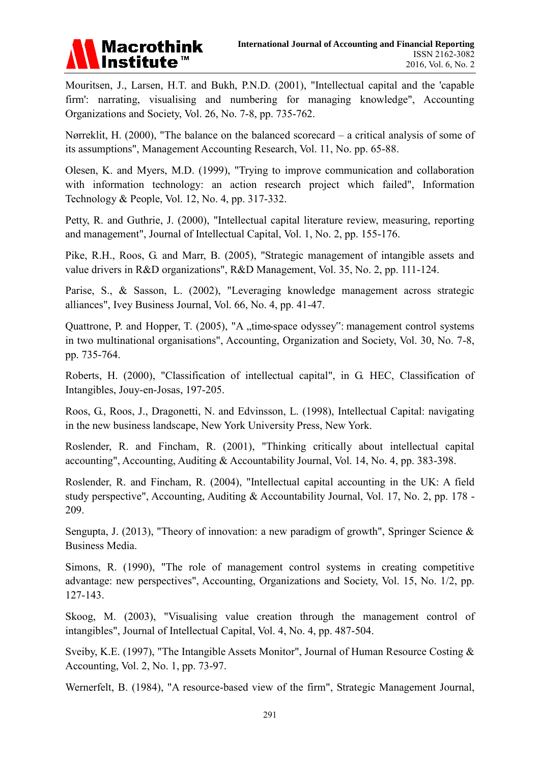Mouritsen, J., Larsen, H.T. and Bukh, P.N.D. (2001), "Intellectual capital and the 'capable firm': narrating, visualising and numbering for managing knowledge", Accounting Organizations and Society, Vol. 26, No. 7-8, pp. 735-762.

Nørreklit, H. (2000), "The balance on the balanced scorecard – a critical analysis of some of its assumptions", Management Accounting Research, Vol. 11, No. pp. 65-88.

Olesen, K. and Myers, M.D. (1999), "Trying to improve communication and collaboration with information technology: an action research project which failed", Information Technology & People, Vol. 12, No. 4, pp. 317-332.

Petty, R. and Guthrie, J. (2000), "Intellectual capital literature review, measuring, reporting and management", Journal of Intellectual Capital, Vol. 1, No. 2, pp. 155-176.

Pike, R.H., Roos, G. and Marr, B. (2005), "Strategic management of intangible assets and value drivers in R&D organizations", R&D Management, Vol. 35, No. 2, pp. 111-124.

Parise, S., & Sasson, L. (2002), "Leveraging knowledge management across strategic alliances", Ivey Business Journal, Vol. 66, No. 4, pp. 41-47.

Quattrone, P. and Hopper, T. (2005), "A „time-space odyssey": management control systems in two multinational organisations", Accounting, Organization and Society, Vol. 30, No. 7-8, pp. 735-764.

Roberts, H. (2000), "Classification of intellectual capital", in G. HEC, Classification of Intangibles, Jouy-en-Josas, 197-205.

Roos, G., Roos, J., Dragonetti, N. and Edvinsson, L. (1998), Intellectual Capital: navigating in the new business landscape, New York University Press, New York.

Roslender, R. and Fincham, R. (2001), "Thinking critically about intellectual capital accounting", Accounting, Auditing & Accountability Journal, Vol. 14, No. 4, pp. 383-398.

Roslender, R. and Fincham, R. (2004), "Intellectual capital accounting in the UK: A field study perspective", Accounting, Auditing & Accountability Journal, Vol. 17, No. 2, pp. 178 - 209.

Sengupta, J. (2013), "Theory of innovation: a new paradigm of growth", Springer Science & Business Media.

Simons, R. (1990), "The role of management control systems in creating competitive advantage: new perspectives", Accounting, Organizations and Society, Vol. 15, No. 1/2, pp. 127-143.

Skoog, M. (2003), "Visualising value creation through the management control of intangibles", Journal of Intellectual Capital, Vol. 4, No. 4, pp. 487-504.

Sveiby, K.E. (1997), "The Intangible Assets Monitor", Journal of Human Resource Costing & Accounting, Vol. 2, No. 1, pp. 73-97.

Wernerfelt, B. (1984), "A resource-based view of the firm", Strategic Management Journal,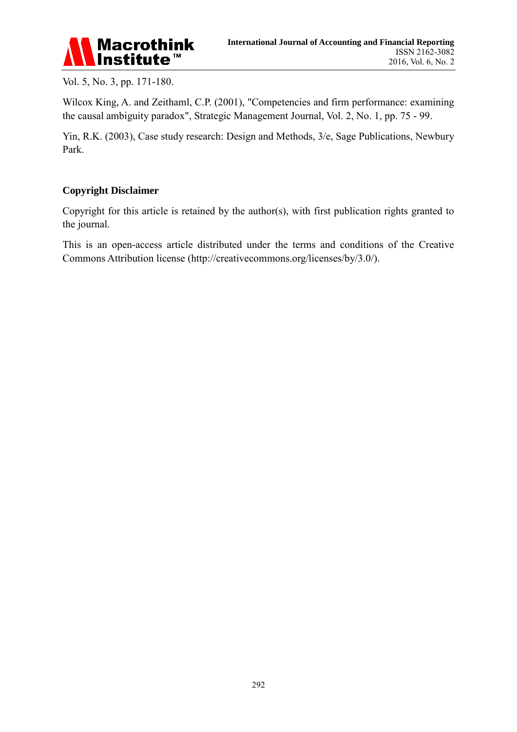Vol. 5, No. 3, pp. 171-180.

Wilcox King, A. and Zeithaml, C.P. (2001), "Competencies and firm performance: examining the causal ambiguity paradox", Strategic Management Journal, Vol. 2, No. 1, pp. 75 - 99.

Yin, R.K. (2003), Case study research: Design and Methods, 3/e, Sage Publications, Newbury Park.

## Copyright Disclaimer

Copyright for this article is retained by the author(s), with first publication rights granted to the journal.

This is an open-access article distributed under the terms and conditions of the Creative Commons Attribution license (http://creativecommons.org/licenses/by/3.0/).